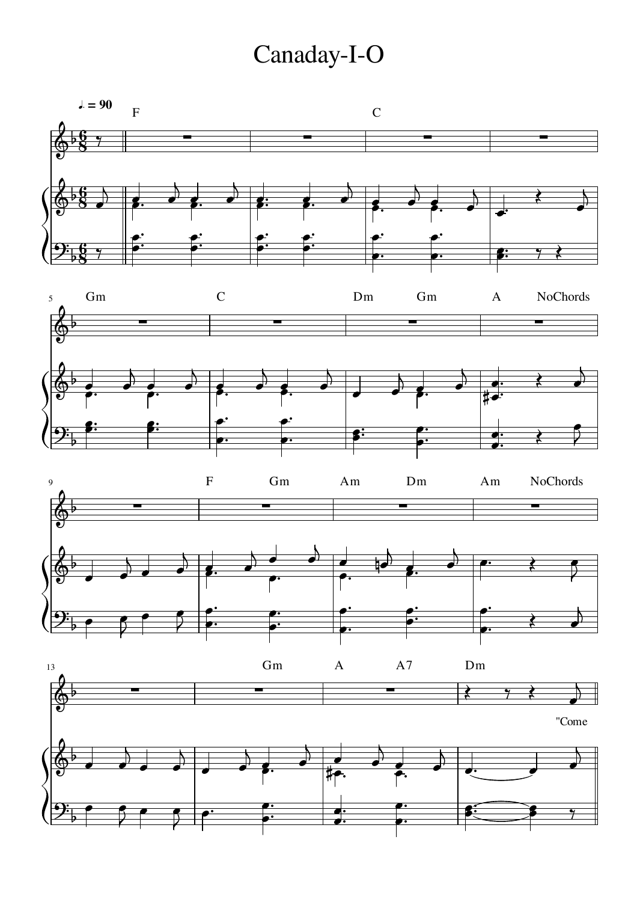# Canaday-I-O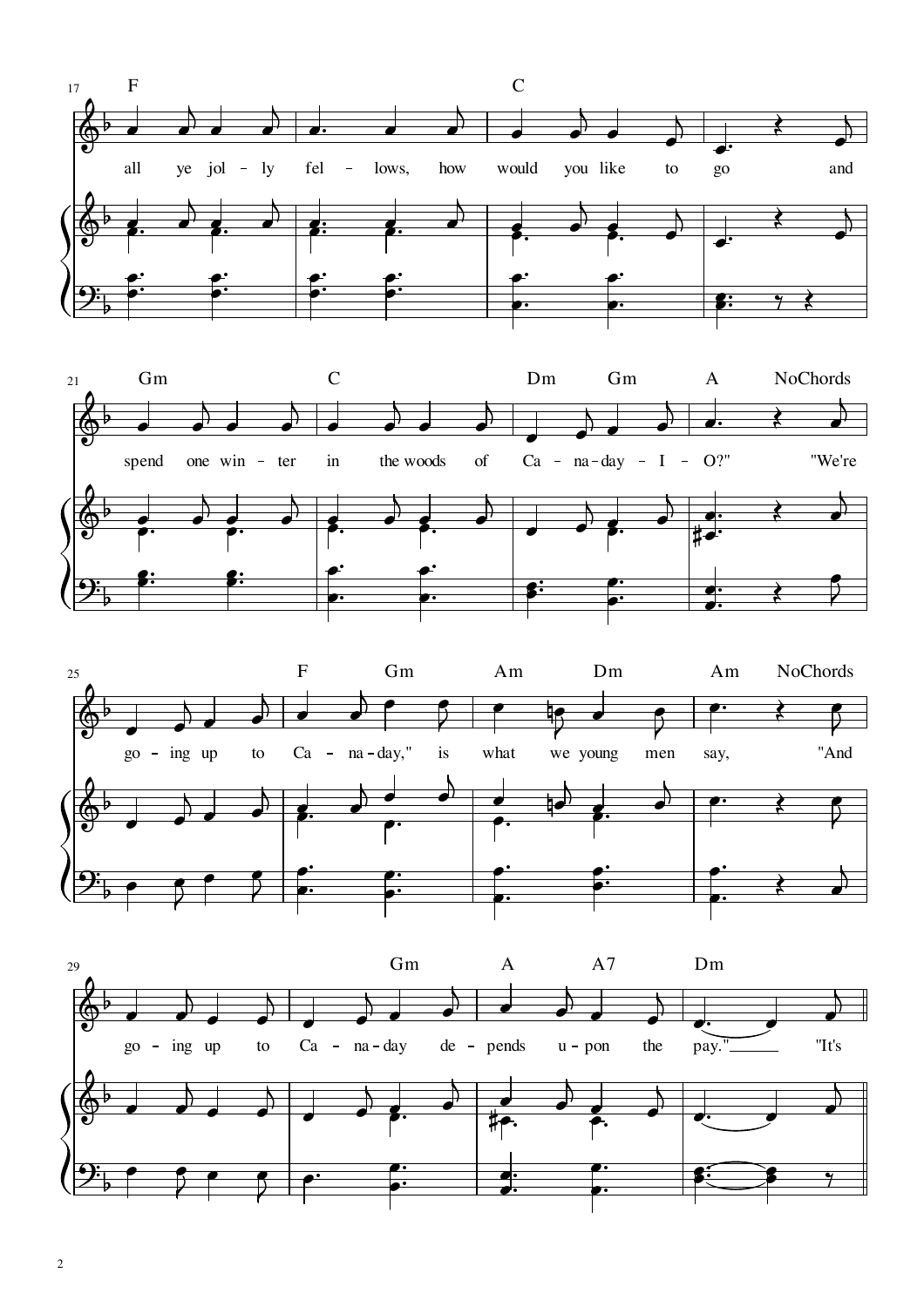all ye jolly fellows, how would you like to go and

spend one winter in the woods of Canaday-I-O?" "We're

going up to Canaday," is what we young men say, "And

going up to Canaday depends upon the pay." "It's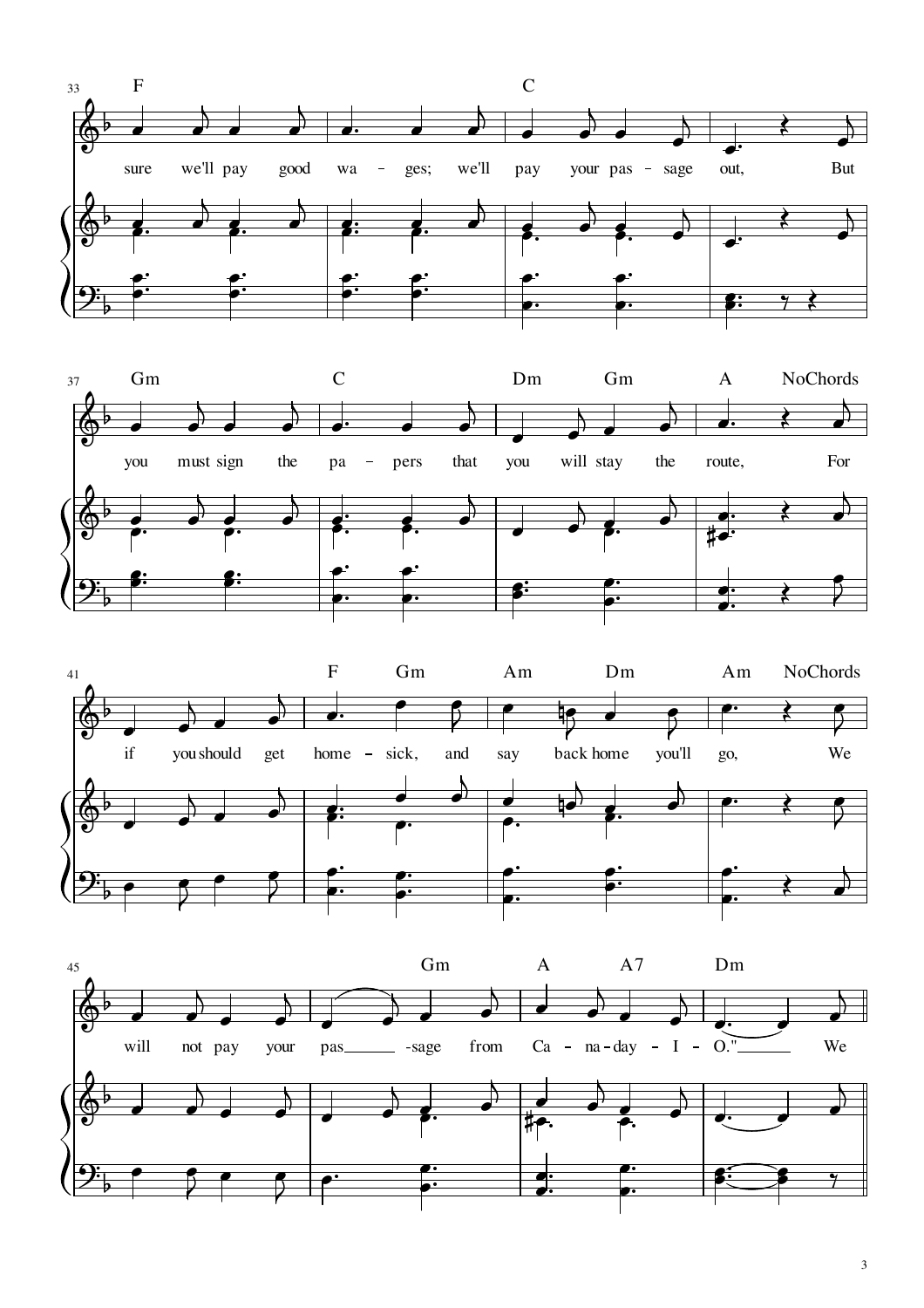33 F C

sure we'll pay good wa – ges; we'll pay your pas – sage out, But

37 Gm C Dm Gm A NoChords

you must sign the pa – pers that you will stay the route, For

41 F Gm Am Dm Am NoChords

if you should get home – sick, and say back home you'll go, We

45 Gm A A7 Dm

will not pay your pas -sage from Ca – na-day – I – O." We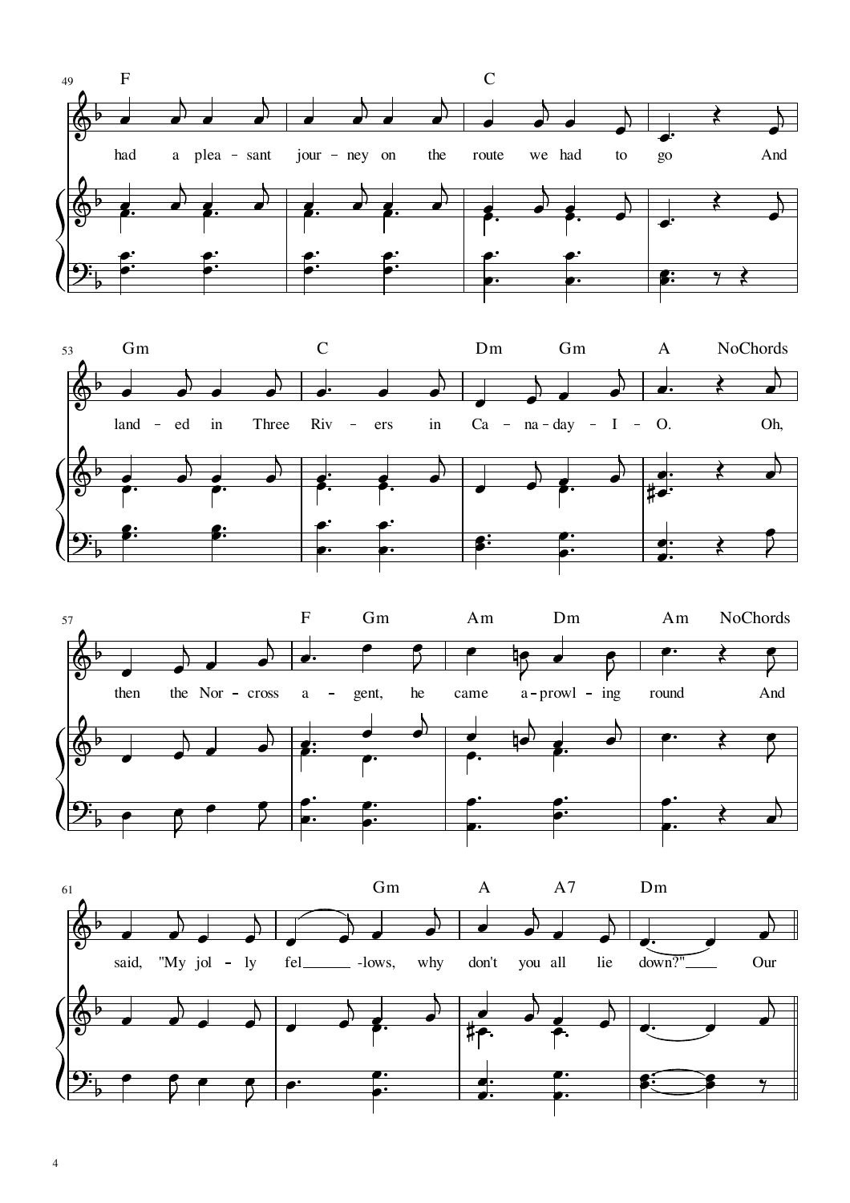49 F C

had a plea - sant jour - ney on the route we had to go And

53 Gm C Dm Gm A NoChords

land - ed in Three Riv - ers in Ca - na - day - I - O. Oh,

57 F Gm Am Dm Am NoChords

then the Nor - cross a - gent, he came a - prowl - ing round And

61 Gm A A7 Dm

said, "My jol - ly fel -lows, why don't you all lie down?" Our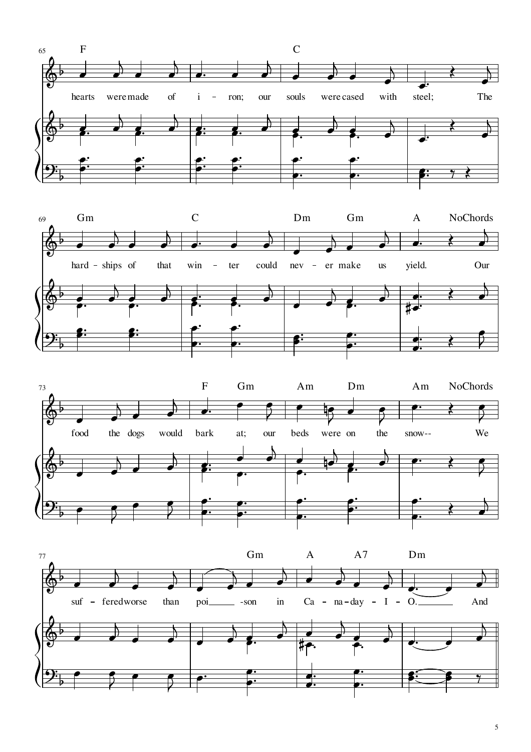65

F C

hearts were made of i - ron; our souls were cased with steel; The

69

Gm C Dm Gm A NoChords

hard - ships of that win - ter could nev - er make us yield. Our

73

F Gm Am Dm Am NoChords

food the dogs would bark at; our beds were on the snow-- We

77

Gm A A7 Dm

suf - fered worse than poi - son in Ca - na - day - I - O. And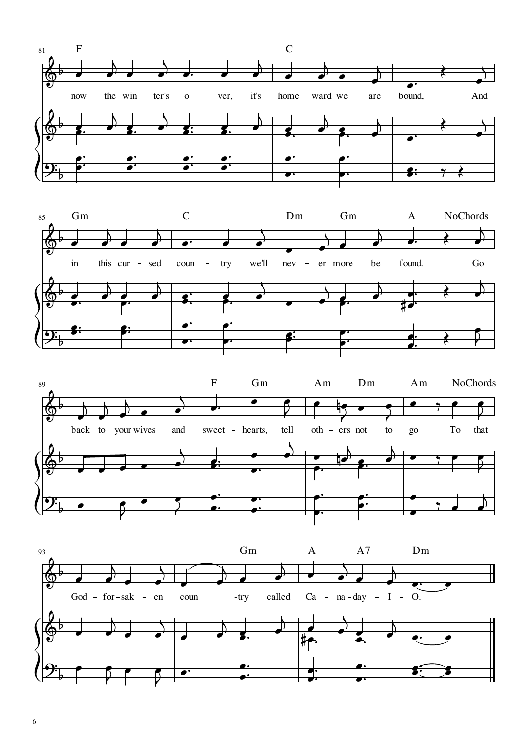now the winter's over, it's homeward we are bound, And in this cursed country we'll never more be found. Go back to your wives and sweethearts, tell others not to go To that God-forsaken country called Canaday-I-O.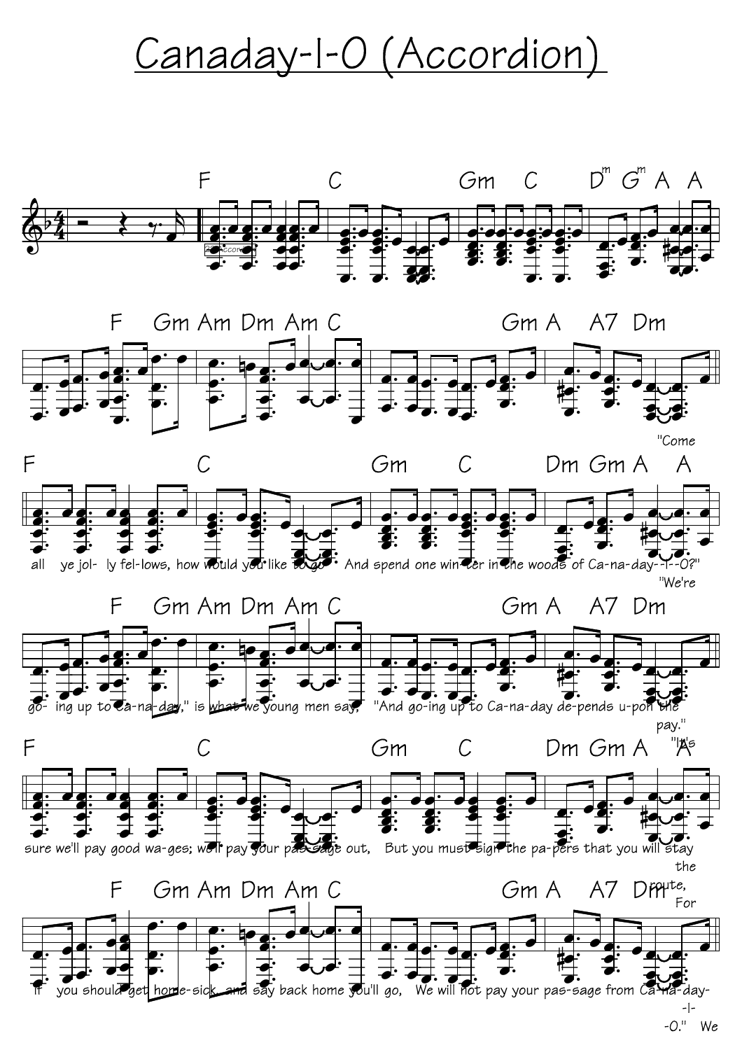# Canaday-I-O (Accordion)

"Come all ye jolly fellows, how would you like to go And spend one winter in the woods of Ca-na-day--I--O?"

"We're going up to Ca-na-day," is what we young men say, "And going up to Ca-na-day depends upon the pay."

"It's sure we'll pay good wa-ges; we'll pay your pas-sage out, But you must sign the pa-pers that you will stay the route,

For if you should get home-sick, and say back home you'll go, We will not pay your pas-sage from Ca-na-day-I--O." We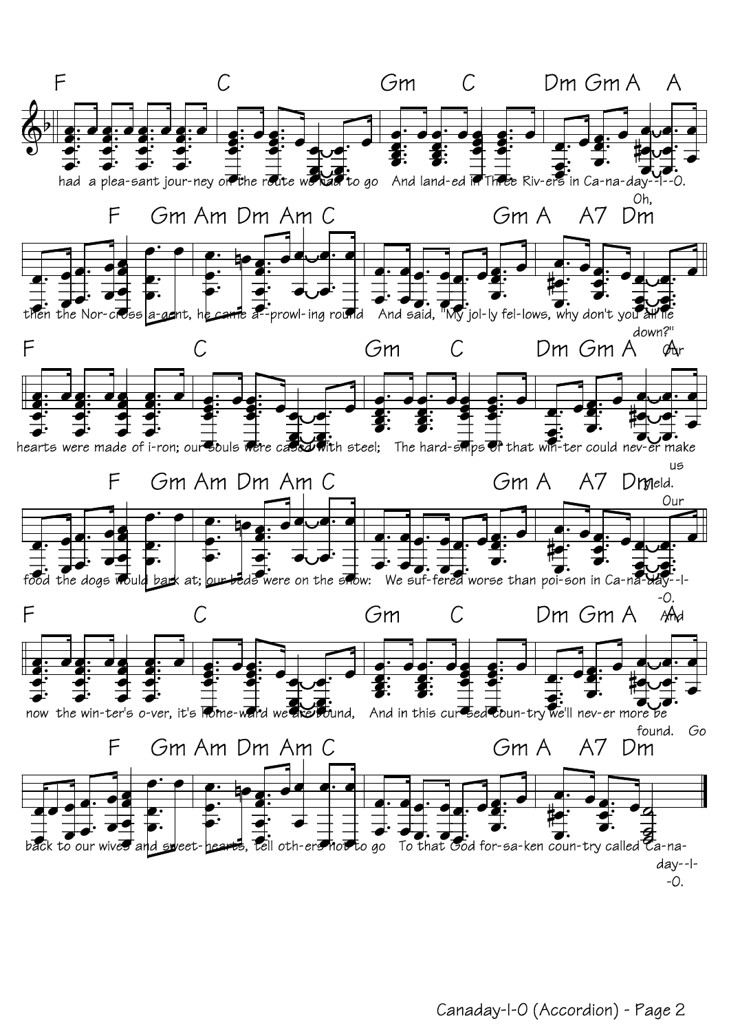F C Gm C Dm Gm A A

had a plea-sant jour-ney on the route we had to go And land-ed in Three Riv-ers in Ca-na-day--I--O. Oh,

F Gm Am Dm Am C Gm A A7 Dm

then the Nor-cross a-gent, he came a--prowl-ing round And said, "My jol-ly fel-lows, why don't you all lie down?" Our

F C Gm C Dm Gm A A

hearts were made of i-ron; our souls were cased with steel; The hard-ships of that win-ter could nev-er make us yield. Our

F Gm Am Dm Am C Gm A A7 Dm

food the dogs would bark at; our beds were on the snow: We suf-fered worse than poi-son in Ca-na-day--I--O. And

F C Gm C Dm Gm A A

now the win-ter's o-ver, it's home-ward we are bound, And in this cur-sed coun-try we'll nev-er more be found. Go

F Gm Am Dm Am C Gm A A7 Dm

back to our wives and sweet-hearts, tell oth-ers not to go To that God for-sa-ken coun-try called Ca-na-day--I--O.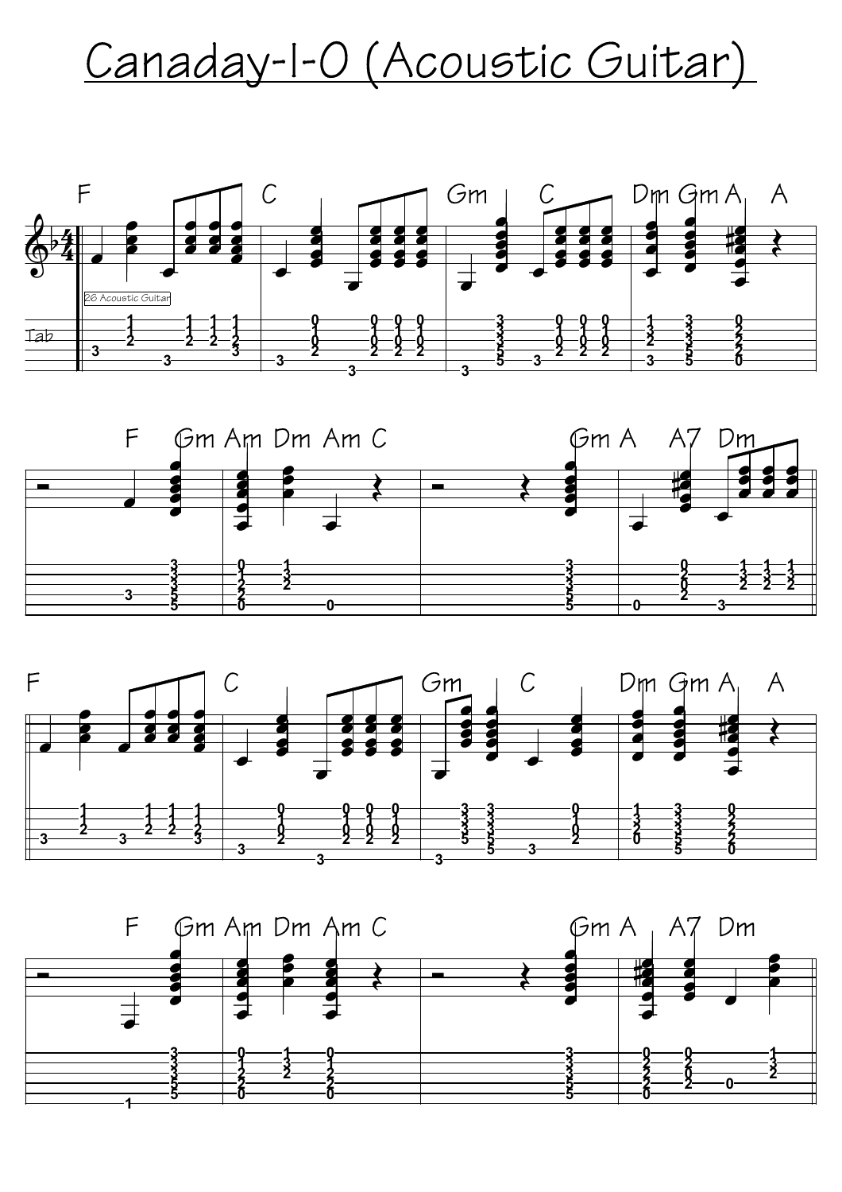# Canaday-I-0 (Acoustic Guitar)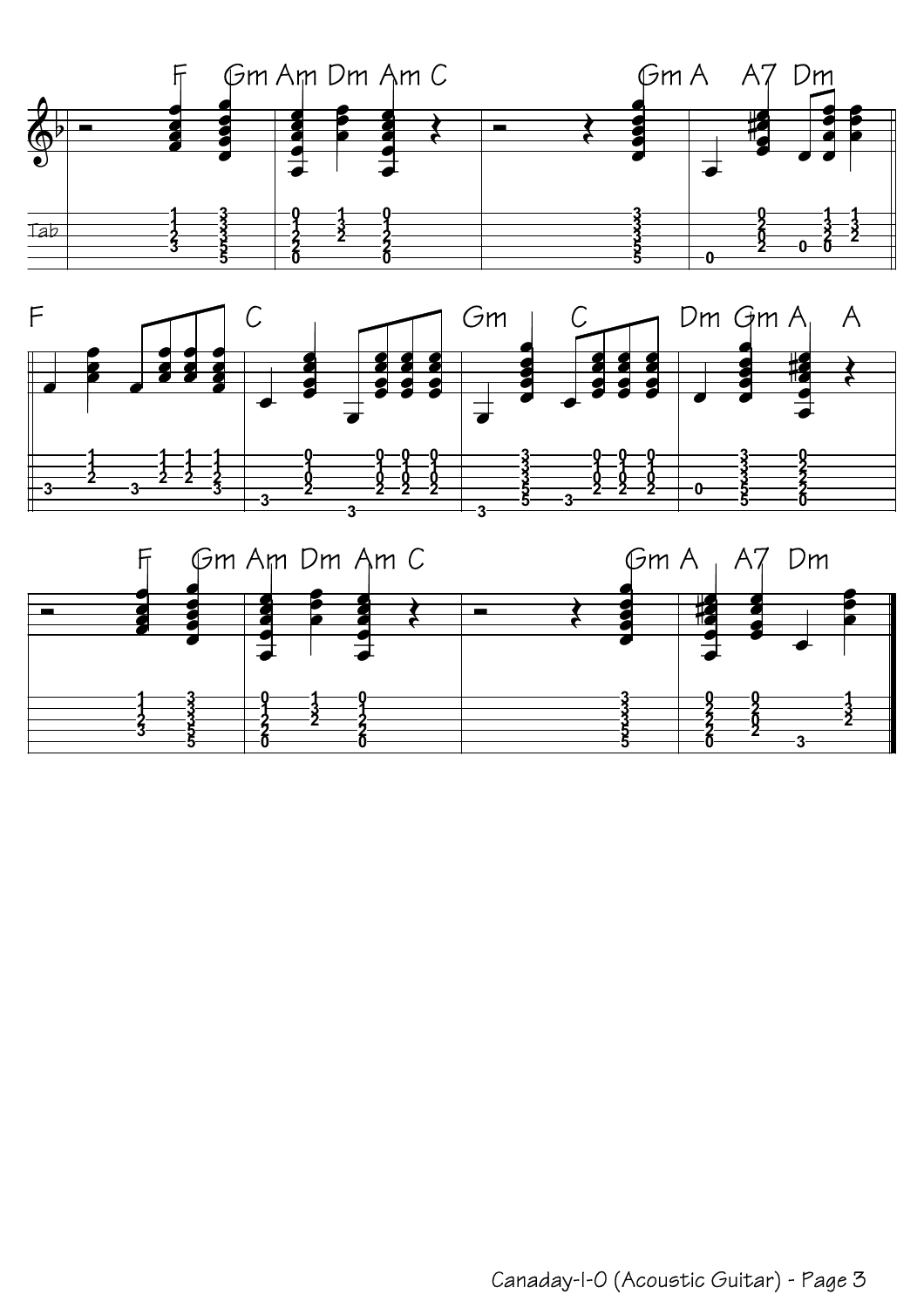F Gm Am Dm Am C Gm A A7 Dm

F C Gm C Dm Gm A A

F Gm Am Dm Am C Gm A A7 Dm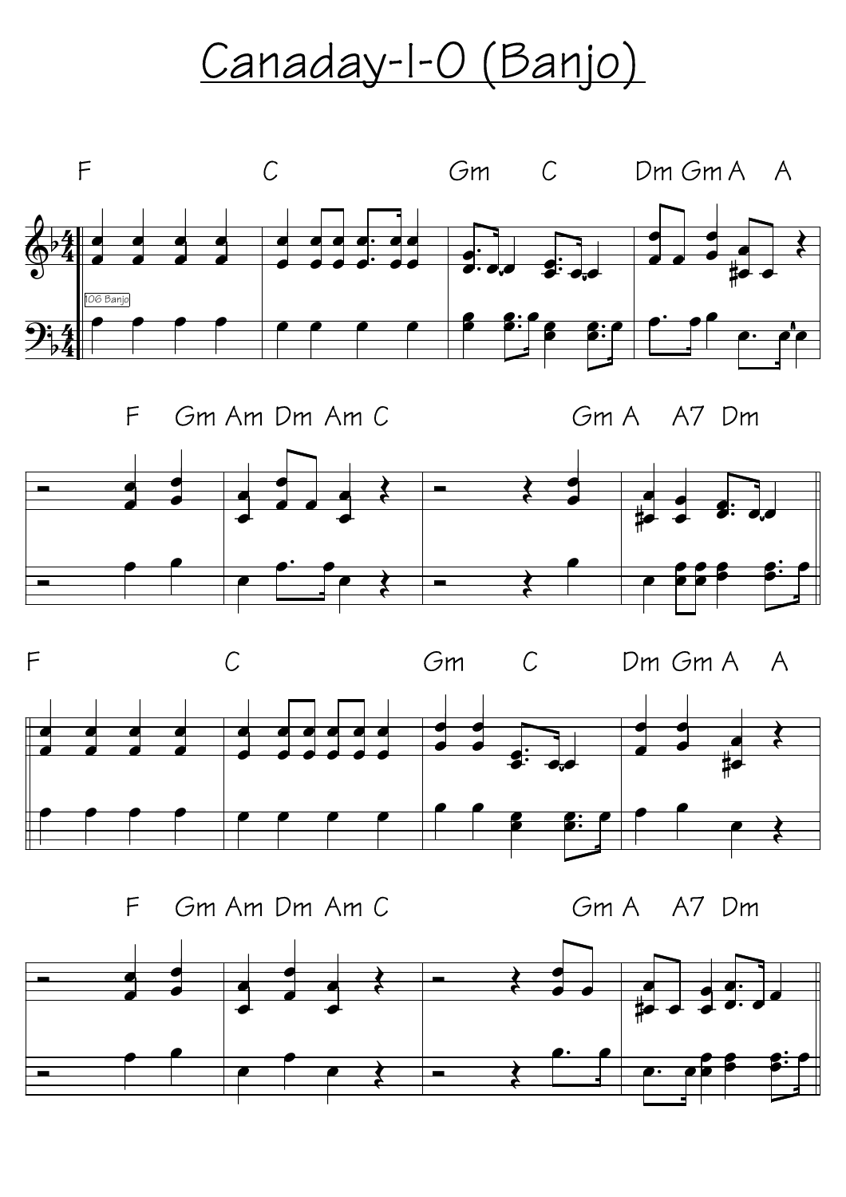# Canaday-I-O (Banjo)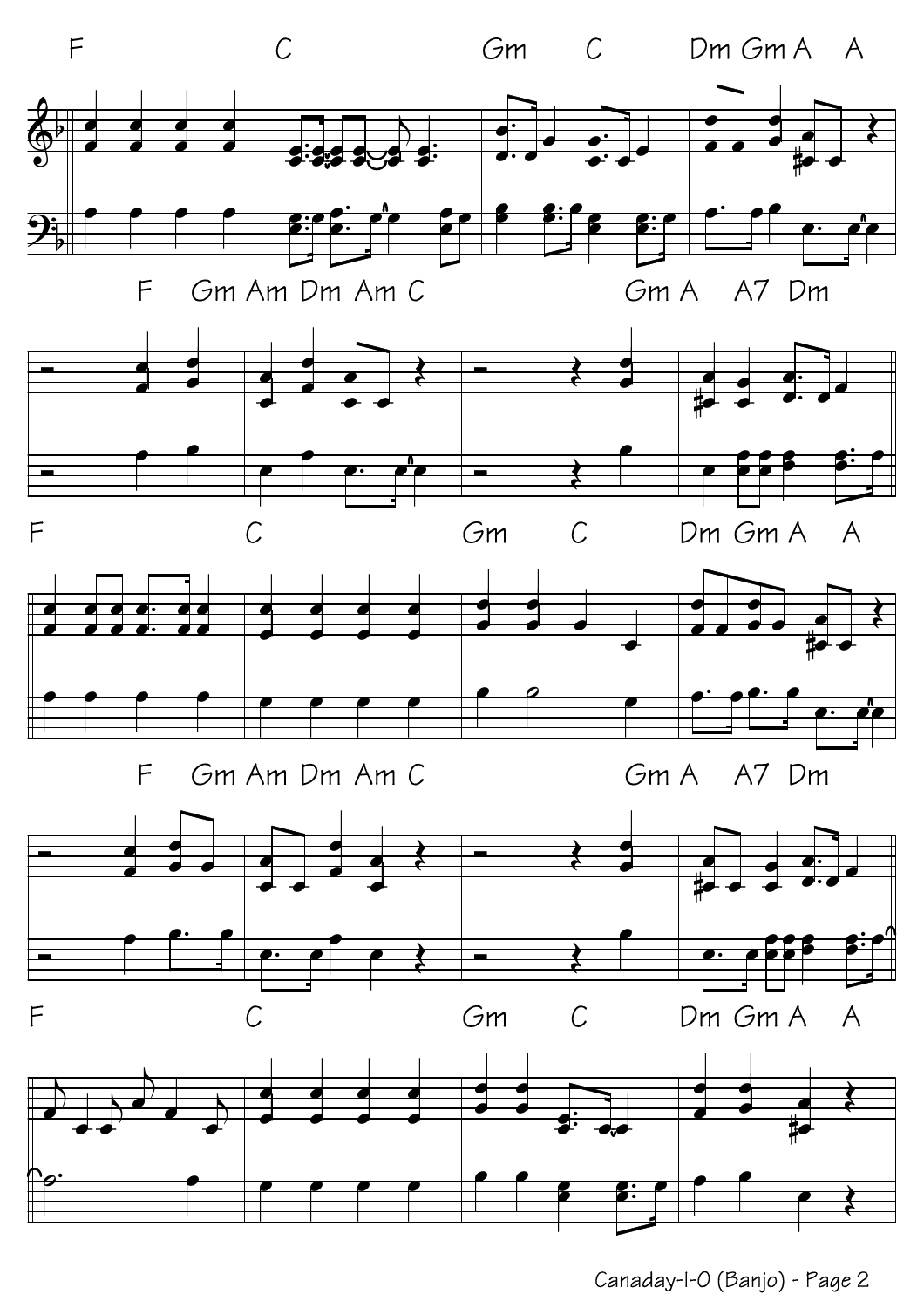F C Gm C Dm Gm A A

F Gm Am Dm Am C Gm A A7 Dm

F C Gm C Dm Gm A A

F Gm Am Dm Am C Gm A A7 Dm

F C Gm C Dm Gm A A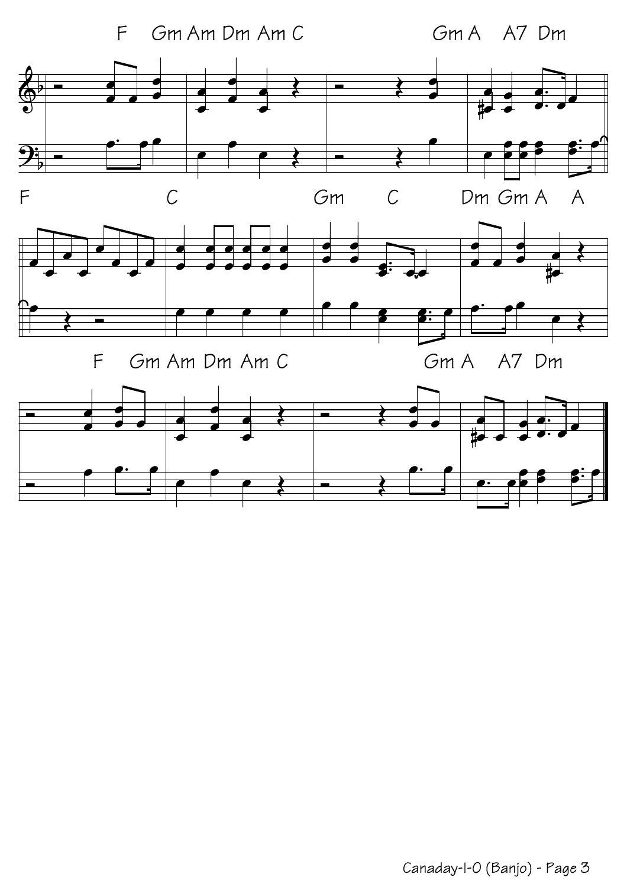F Gm Am Dm Am C Gm A A7 Dm

F C Gm C Dm Gm A A

F Gm Am Dm Am C Gm A A7 Dm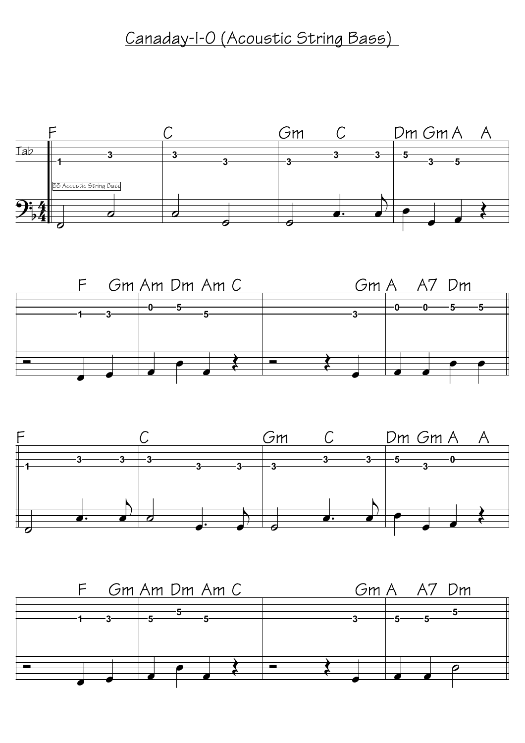# Canaday-I-0 (Acoustic String Bass)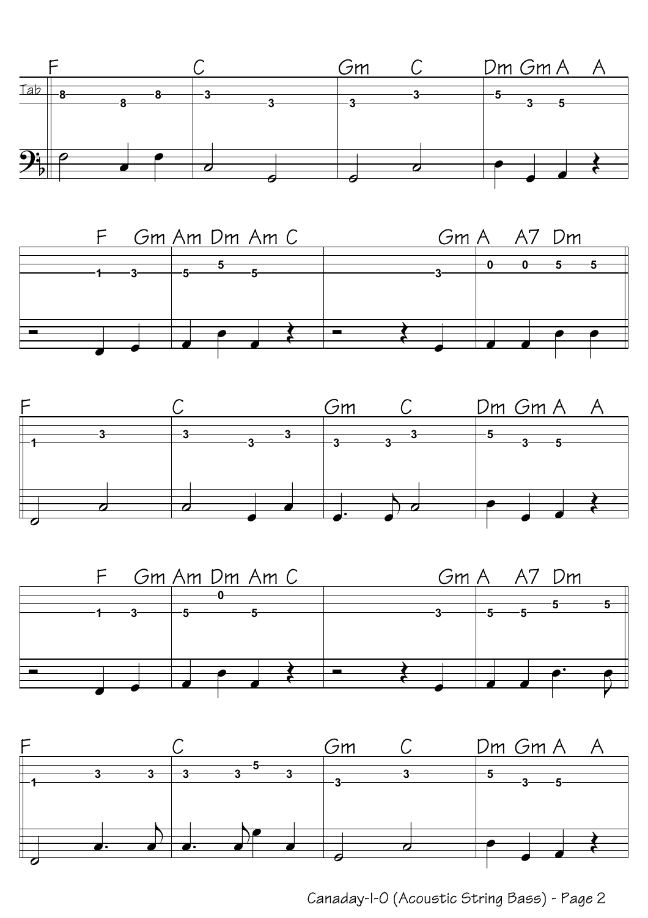F C Gm C Dm Gm A A

F Gm Am Dm Am C Gm A A7 Dm

F C Gm C Dm Gm A A

F Gm Am Dm Am C Gm A A7 Dm

F C Gm C Dm Gm A A

Canaday-I-O (Acoustic String Bass) - Page 2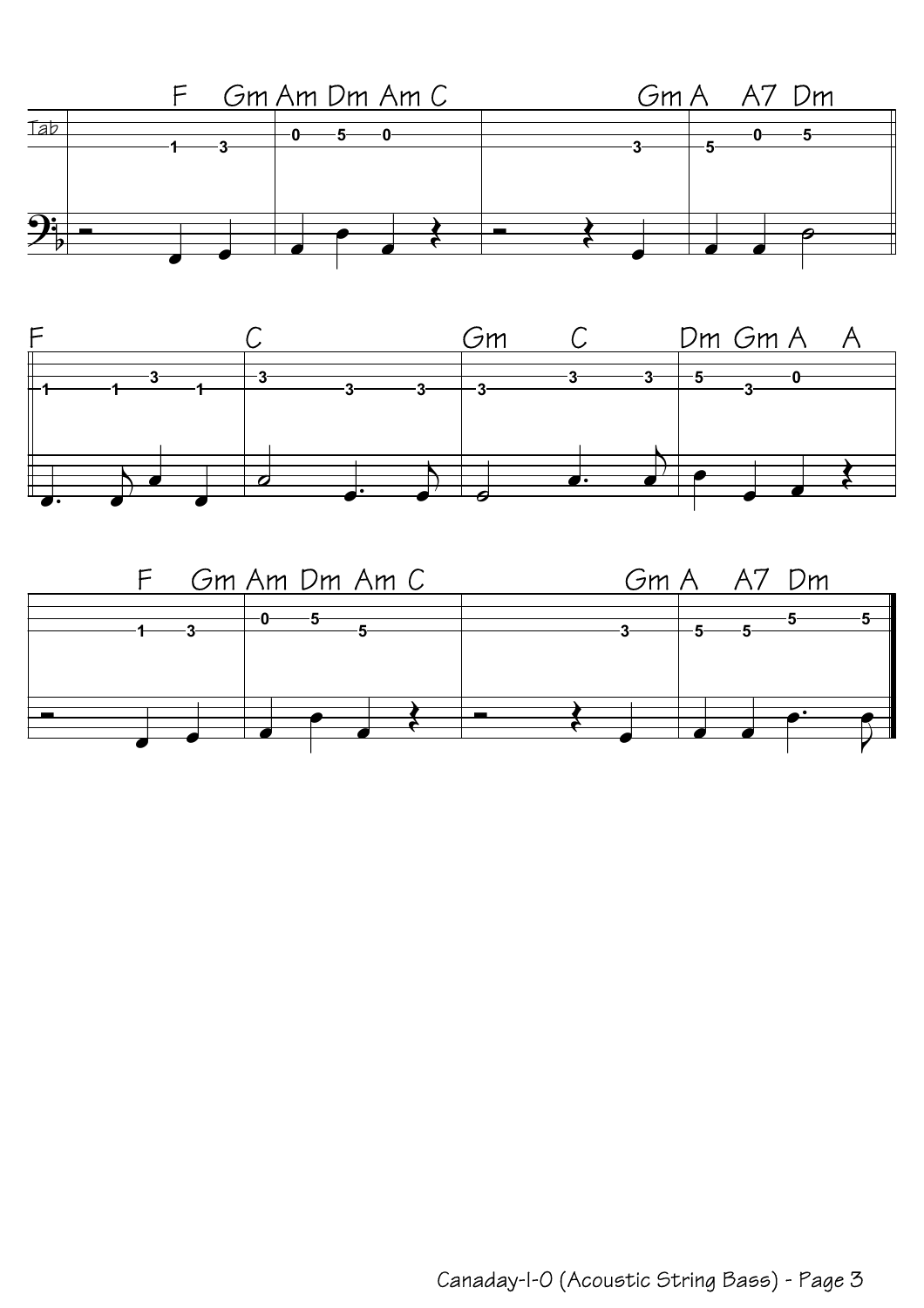F Gm Am Dm Am C Gm A A7 Dm

F C Gm C Dm Gm A A

F Gm Am Dm Am C Gm A A7 Dm